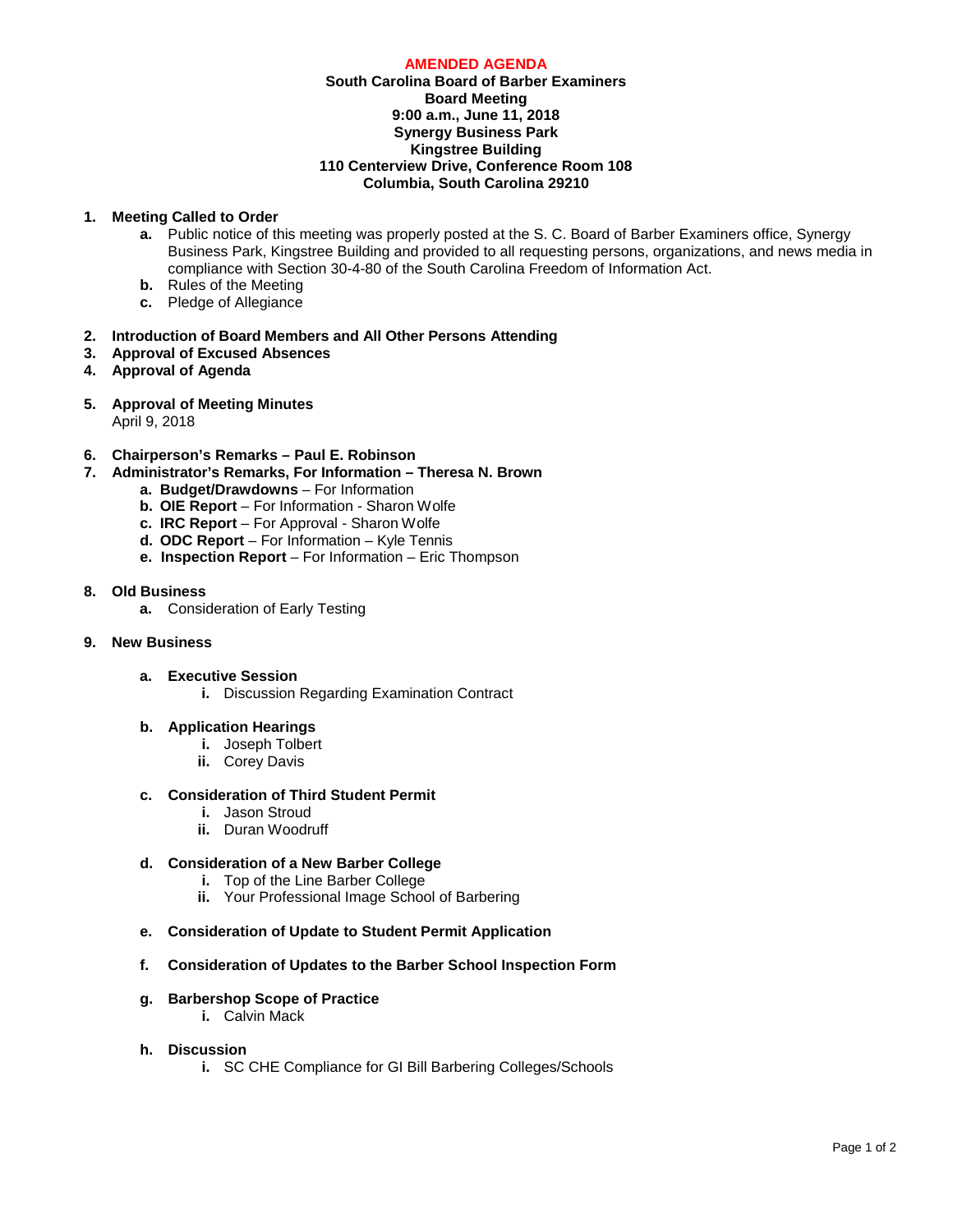**AMENDED AGENDA**

**South Carolina Board of Barber Examiners**
**Board Meeting**
**9:00 a.m., June 11, 2018**
**Synergy Business Park**
**Kingstree Building**
**110 Centerview Drive, Conference Room 108**
**Columbia, South Carolina 29210**

1. **Meeting Called to Order**
   - **a.** Public notice of this meeting was properly posted at the S. C. Board of Barber Examiners office, Synergy Business Park, Kingstree Building and provided to all requesting persons, organizations, and news media in compliance with Section 30-4-80 of the South Carolina Freedom of Information Act.
   - **b.** Rules of the Meeting
   - **c.** Pledge of Allegiance

2. **Introduction of Board Members and All Other Persons Attending**
3. **Approval of Excused Absences**
4. **Approval of Agenda**
5. **Approval of Meeting Minutes**
   April 9, 2018
6. **Chairperson's Remarks – Paul E. Robinson**
7. **Administrator's Remarks, For Information – Theresa N. Brown**
   - **a. Budget/Drawdowns** – For Information
   - **b. OIE Report** – For Information - Sharon Wolfe
   - **c. IRC Report** – For Approval - Sharon Wolfe
   - **d. ODC Report** – For Information – Kyle Tennis
   - **e. Inspection Report** – For Information – Eric Thompson

8. **Old Business**
   - **a.** Consideration of Early Testing

9. **New Business**
   - **a. Executive Session**
     - **i.** Discussion Regarding Examination Contract
   - **b. Application Hearings**
     - **i.** Joseph Tolbert
     - **ii.** Corey Davis
   - **c. Consideration of Third Student Permit**
     - **i.** Jason Stroud
     - **ii.** Duran Woodruff
   - **d. Consideration of a New Barber College**
     - **i.** Top of the Line Barber College
     - **ii.** Your Professional Image School of Barbering
   - **e. Consideration of Update to Student Permit Application**
   - **f. Consideration of Updates to the Barber School Inspection Form**
   - **g. Barbershop Scope of Practice**
     - **i.** Calvin Mack
   - **h. Discussion**
     - **i.** SC CHE Compliance for GI Bill Barbering Colleges/Schools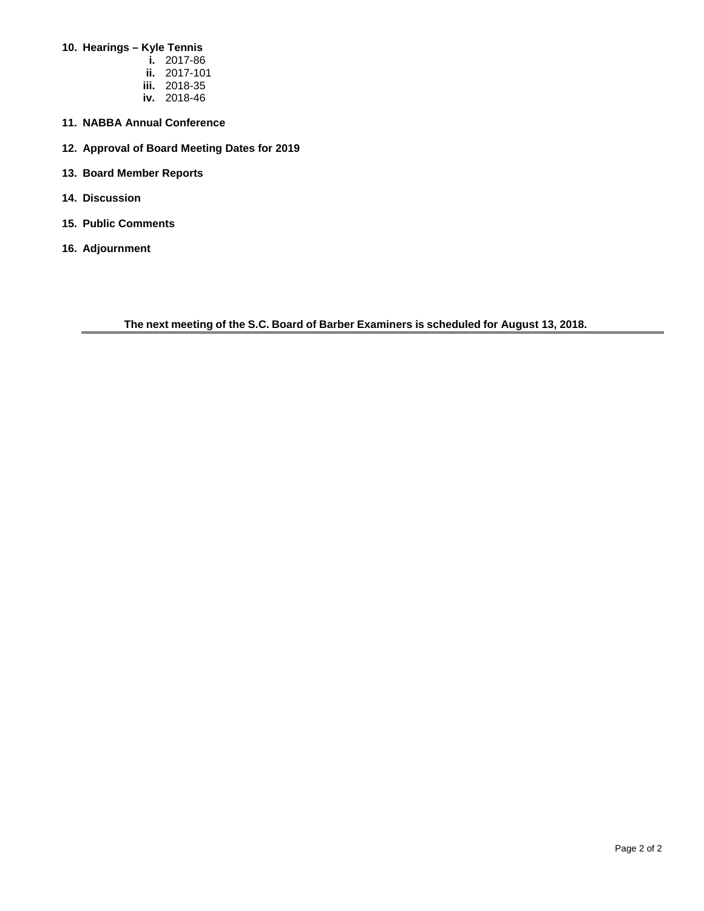10. **Hearings – Kyle Tennis**
    - **i.** 2017-86
    - **ii.** 2017-101
    - **iii.** 2018-35
    - **iv.** 2018-46

11. **NABBA Annual Conference**

12. **Approval of Board Meeting Dates for 2019**

13. **Board Member Reports**

14. **Discussion**

15. **Public Comments**

16. **Adjournment**

**The next meeting of the S.C. Board of Barber Examiners is scheduled for August 13, 2018.**